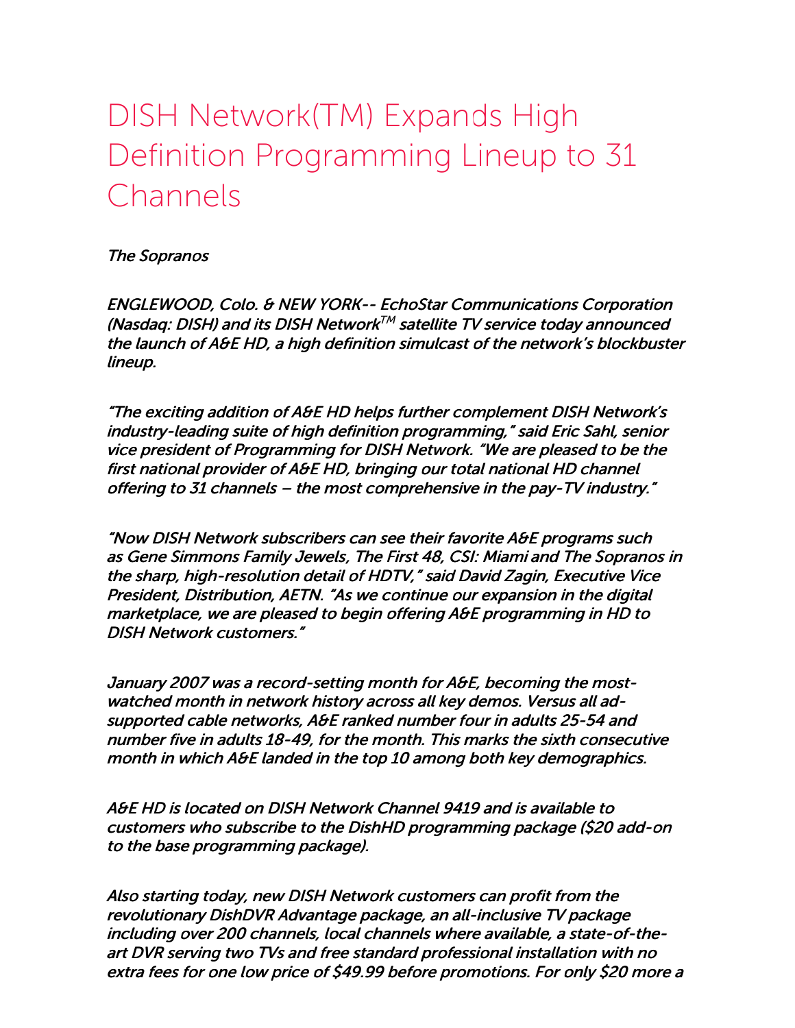# DISH Network(TM) Expands High Definition Programming Lineup to 31 Channels

*The Sopranos*

*ENGLEWOOD, Colo. & NEW YORK-- EchoStar Communications Corporation (Nasdaq: DISH) and its DISH Network™ satellite TV service today announced the launch of A&E HD, a high definition simulcast of the network's blockbuster lineup.*

*"The exciting addition of A&E HD helps further complement DISH Network's industry-leading suite of high definition programming," said Eric Sahl, senior vice president of Programming for DISH Network. "We are pleased to be the first national provider of A&E HD, bringing our total national HD channel offering to 31 channels – the most comprehensive in the pay-TV industry."*

*"Now DISH Network subscribers can see their favorite A&E programs such as Gene Simmons Family Jewels, The First 48, CSI: Miami and The Sopranos in the sharp, high-resolution detail of HDTV," said David Zagin, Executive Vice President, Distribution, AETN. "As we continue our expansion in the digital marketplace, we are pleased to begin offering A&E programming in HD to DISH Network customers."*

*January 2007 was a record-setting month for A&E, becoming the most-watched month in network history across all key demos. Versus all ad-supported cable networks, A&E ranked number four in adults 25-54 and number five in adults 18-49, for the month. This marks the sixth consecutive month in which A&E landed in the top 10 among both key demographics.*

*A&E HD is located on DISH Network Channel 9419 and is available to customers who subscribe to the DishHD programming package ($20 add-on to the base programming package).*

*Also starting today, new DISH Network customers can profit from the revolutionary DishDVR Advantage package, an all-inclusive TV package including over 200 channels, local channels where available, a state-of-the-art DVR serving two TVs and free standard professional installation with no extra fees for one low price of $49.99 before promotions. For only $20 more a*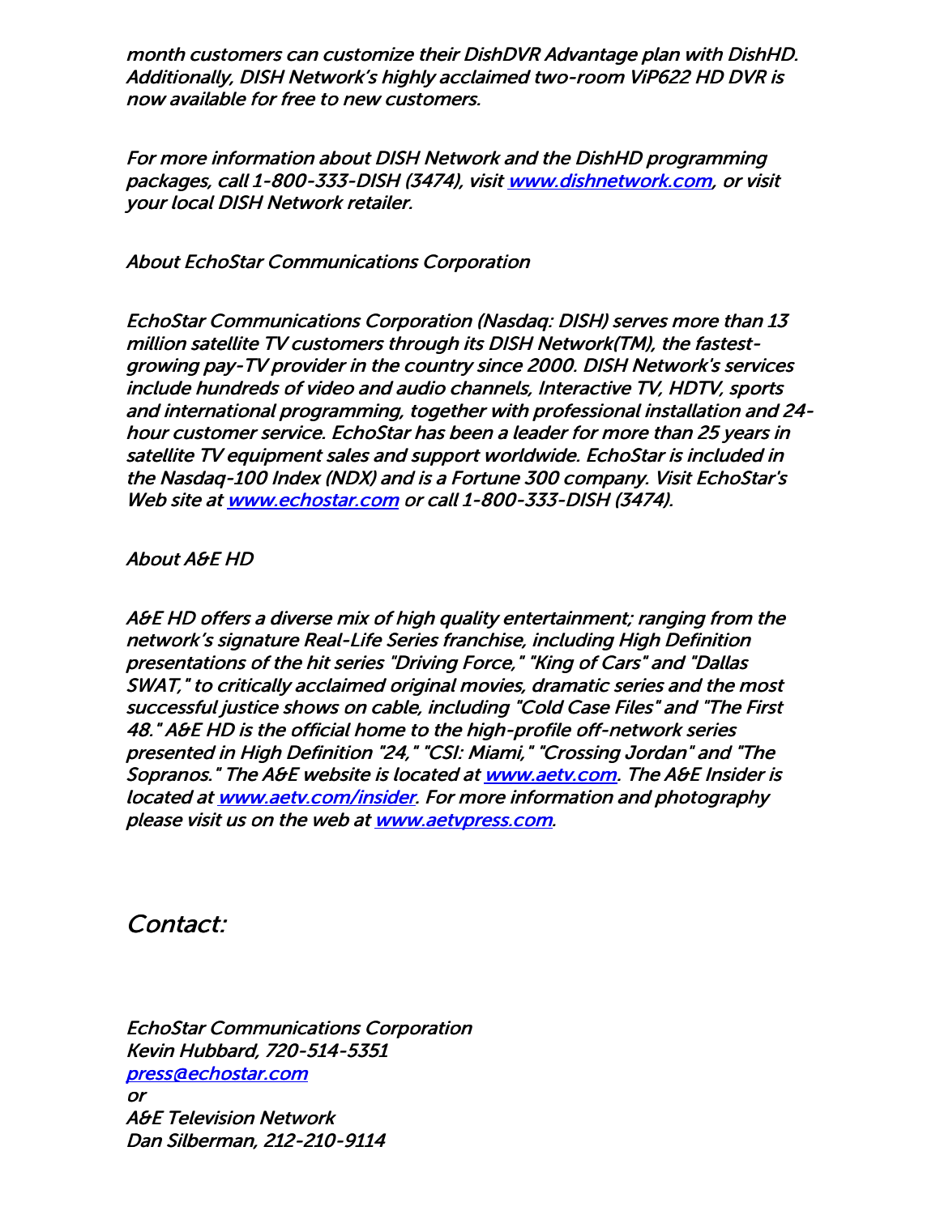*month customers can customize their DishDVR Advantage plan with DishHD. Additionally, DISH Network's highly acclaimed two-room ViP622 HD DVR is now available for free to new customers.*

*For more information about DISH Network and the DishHD programming packages, call 1-800-333-DISH (3474), visit [www.dishnetwork.com](http://www.dishnetwork.com), or visit your local DISH Network retailer.*

*About EchoStar Communications Corporation*

*EchoStar Communications Corporation (Nasdaq: DISH) serves more than 13 million satellite TV customers through its DISH Network(TM), the fastest-growing pay-TV provider in the country since 2000. DISH Network's services include hundreds of video and audio channels, Interactive TV, HDTV, sports and international programming, together with professional installation and 24-hour customer service. EchoStar has been a leader for more than 25 years in satellite TV equipment sales and support worldwide. EchoStar is included in the Nasdaq-100 Index (NDX) and is a Fortune 300 company. Visit EchoStar's Web site at [www.echostar.com](http://www.echostar.com) or call 1-800-333-DISH (3474).*

*About A&E HD*

*A&E HD offers a diverse mix of high quality entertainment; ranging from the network's signature Real-Life Series franchise, including High Definition presentations of the hit series "Driving Force," "King of Cars" and "Dallas SWAT," to critically acclaimed original movies, dramatic series and the most successful justice shows on cable, including "Cold Case Files" and "The First 48." A&E HD is the official home to the high-profile off-network series presented in High Definition "24," "CSI: Miami," "Crossing Jordan" and "The Sopranos." The A&E website is located at [www.aetv.com](http://www.aetv.com). The A&E Insider is located at [www.aetv.com/insider](http://www.aetv.com/insider). For more information and photography please visit us on the web at [www.aetvpress.com](http://www.aetvpress.com).*

## *Contact:*

*EchoStar Communications Corporation*
*Kevin Hubbard, 720-514-5351*
*[press@echostar.com](mailto:press@echostar.com)*
*or*
*A&E Television Network*
*Dan Silberman, 212-210-9114*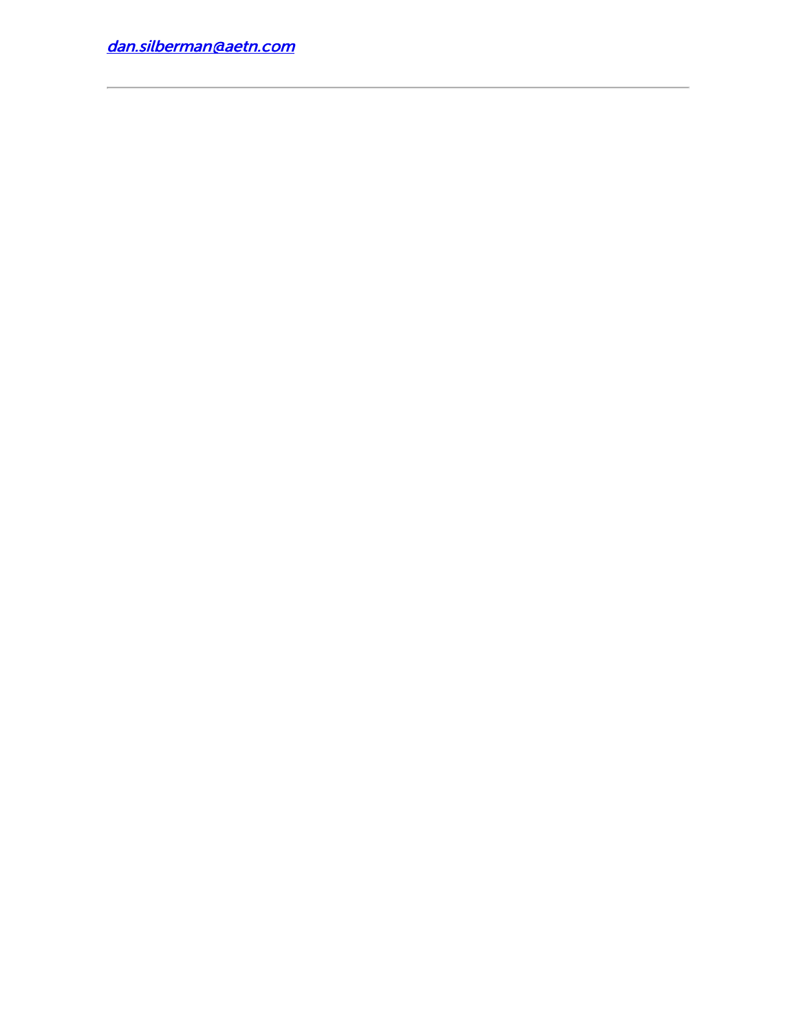[dan.silberman@aetn.com](mailto:dan.silberman@aetn.com)

---